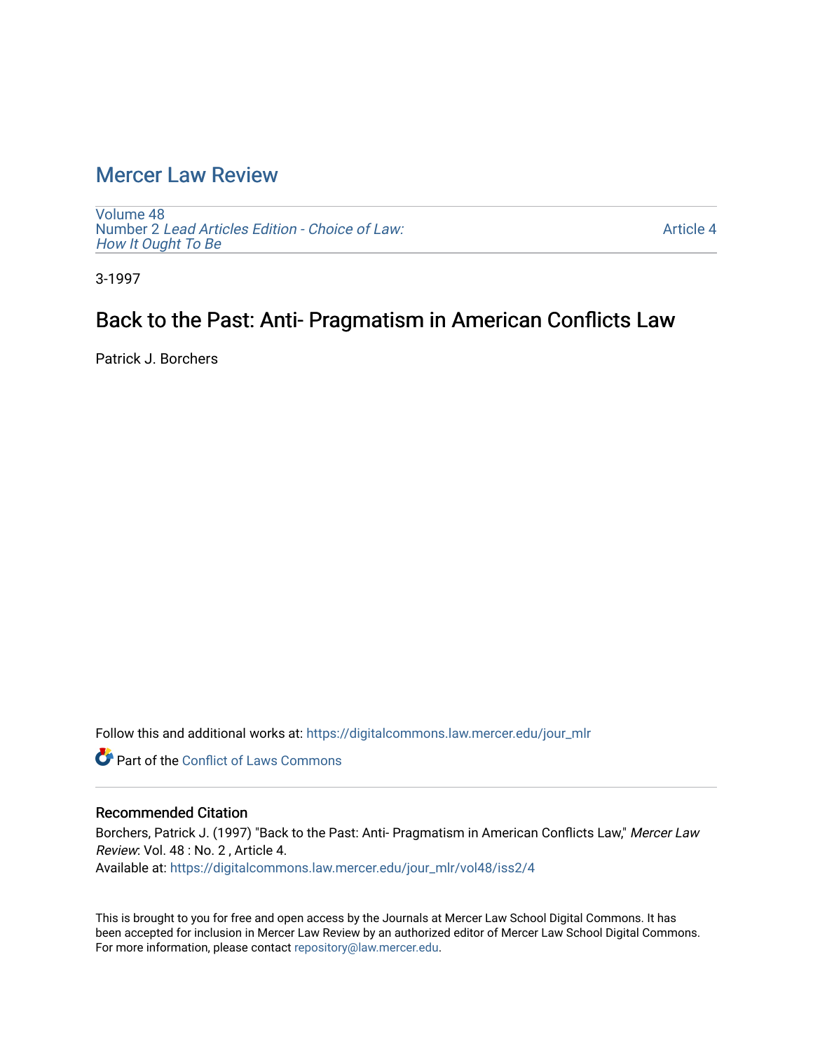# Mercer Law Review

Volume 48
Number 2 *Lead Articles Edition - Choice of Law: How It Ought To Be*

Article 4

3-1997

## Back to the Past: Anti- Pragmatism in American Conflicts Law

Patrick J. Borchers

Follow this and additional works at: https://digitalcommons.law.mercer.edu/jour_mlr

Part of the Conflict of Laws Commons

### Recommended Citation

Borchers, Patrick J. (1997) "Back to the Past: Anti- Pragmatism in American Conflicts Law," *Mercer Law Review*: Vol. 48 : No. 2 , Article 4.
Available at: https://digitalcommons.law.mercer.edu/jour_mlr/vol48/iss2/4

This is brought to you for free and open access by the Journals at Mercer Law School Digital Commons. It has been accepted for inclusion in Mercer Law Review by an authorized editor of Mercer Law School Digital Commons. For more information, please contact repository@law.mercer.edu.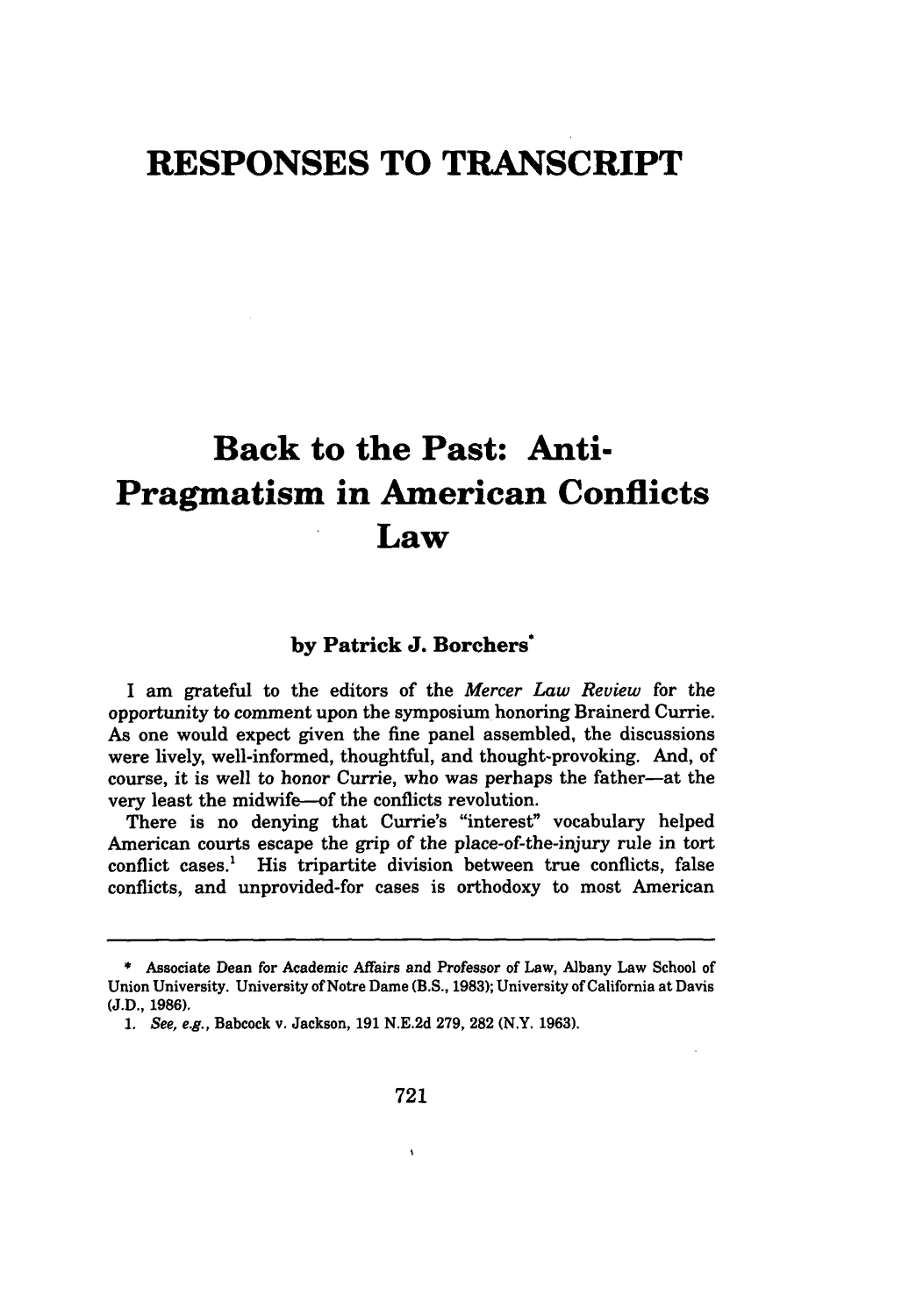# RESPONSES TO TRANSCRIPT

# Back to the Past: Anti-Pragmatism in American Conflicts Law

**by Patrick J. Borchers***

I am grateful to the editors of the *Mercer Law Review* for the opportunity to comment upon the symposium honoring Brainerd Currie. As one would expect given the fine panel assembled, the discussions were lively, well-informed, thoughtful, and thought-provoking. And, of course, it is well to honor Currie, who was perhaps the father—at the very least the midwife—of the conflicts revolution.

There is no denying that Currie's "interest" vocabulary helped American courts escape the grip of the place-of-the-injury rule in tort conflict cases.[1] His tripartite division between true conflicts, false conflicts, and unprovided-for cases is orthodoxy to most American

---

\* Associate Dean for Academic Affairs and Professor of Law, Albany Law School of Union University. University of Notre Dame (B.S., 1983); University of California at Davis (J.D., 1986).

1. *See, e.g.*, Babcock v. Jackson, 191 N.E.2d 279, 282 (N.Y. 1963).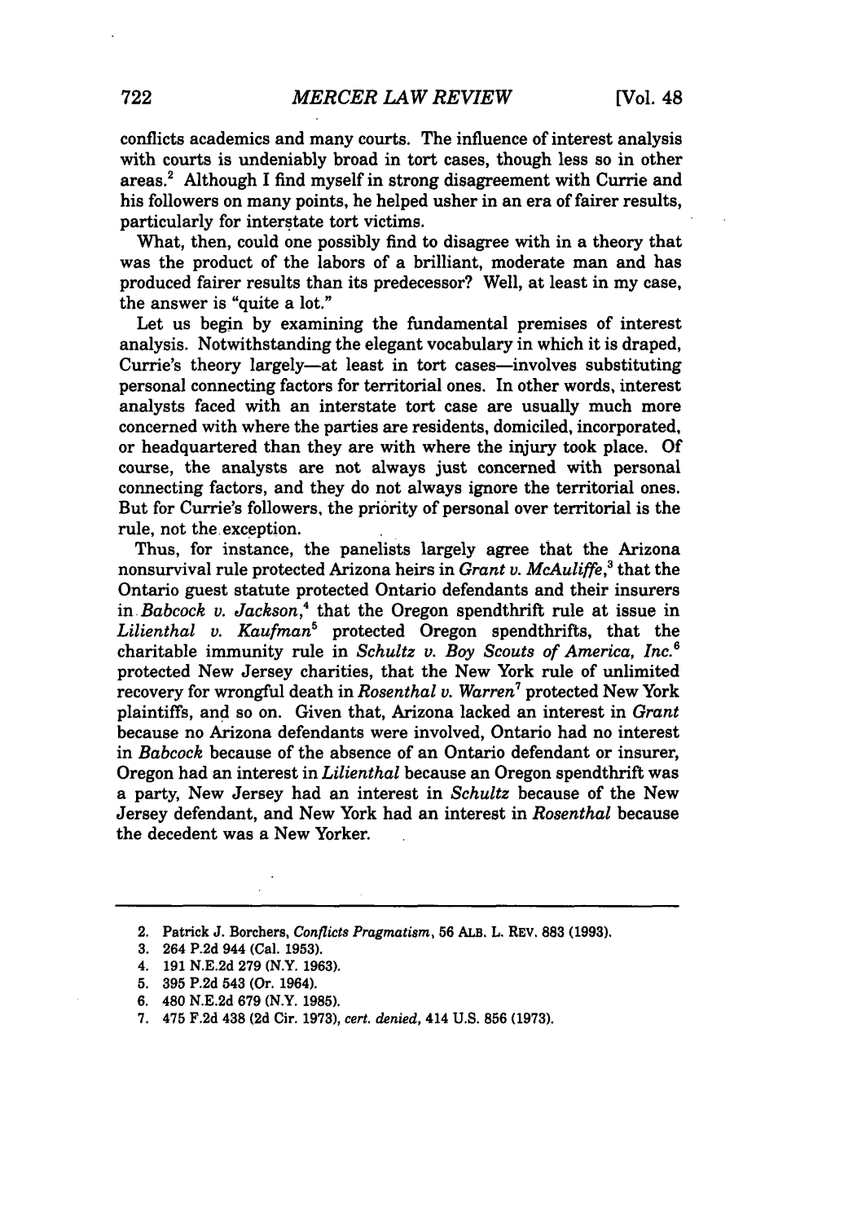conflicts academics and many courts. The influence of interest analysis with courts is undeniably broad in tort cases, though less so in other areas.[2] Although I find myself in strong disagreement with Currie and his followers on many points, he helped usher in an era of fairer results, particularly for interstate tort victims.

What, then, could one possibly find to disagree with in a theory that was the product of the labors of a brilliant, moderate man and has produced fairer results than its predecessor? Well, at least in my case, the answer is "quite a lot."

Let us begin by examining the fundamental premises of interest analysis. Notwithstanding the elegant vocabulary in which it is draped, Currie's theory largely—at least in tort cases—involves substituting personal connecting factors for territorial ones. In other words, interest analysts faced with an interstate tort case are usually much more concerned with where the parties are residents, domiciled, incorporated, or headquartered than they are with where the injury took place. Of course, the analysts are not always just concerned with personal connecting factors, and they do not always ignore the territorial ones. But for Currie's followers, the priority of personal over territorial is the rule, not the exception.

Thus, for instance, the panelists largely agree that the Arizona nonsurvival rule protected Arizona heirs in *Grant v. McAuliffe*,[3] that the Ontario guest statute protected Ontario defendants and their insurers in *Babcock v. Jackson*,[4] that the Oregon spendthrift rule at issue in *Lilienthal v. Kaufman*[5] protected Oregon spendthrifts, that the charitable immunity rule in *Schultz v. Boy Scouts of America, Inc.*[6] protected New Jersey charities, that the New York rule of unlimited recovery for wrongful death in *Rosenthal v. Warren*[7] protected New York plaintiffs, and so on. Given that, Arizona lacked an interest in *Grant* because no Arizona defendants were involved, Ontario had no interest in *Babcock* because of the absence of an Ontario defendant or insurer, Oregon had an interest in *Lilienthal* because an Oregon spendthrift was a party, New Jersey had an interest in *Schultz* because of the New Jersey defendant, and New York had an interest in *Rosenthal* because the decedent was a New Yorker.

---

2. Patrick J. Borchers, *Conflicts Pragmatism*, 56 ALB. L. REV. 883 (1993).
3. 264 P.2d 944 (Cal. 1953).
4. 191 N.E.2d 279 (N.Y. 1963).
5. 395 P.2d 543 (Or. 1964).
6. 480 N.E.2d 679 (N.Y. 1985).
7. 475 F.2d 438 (2d Cir. 1973), *cert. denied*, 414 U.S. 856 (1973).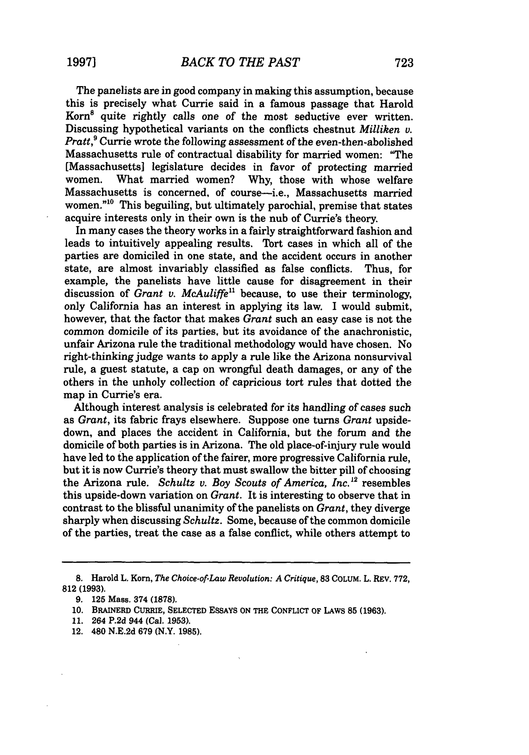The panelists are in good company in making this assumption, because this is precisely what Currie said in a famous passage that Harold Korn[8] quite rightly calls one of the most seductive ever written. Discussing hypothetical variants on the conflicts chestnut *Milliken v. Pratt*,[9] Currie wrote the following assessment of the even-then-abolished Massachusetts rule of contractual disability for married women: "The [Massachusetts] legislature decides in favor of protecting married women. What married women? Why, those with whose welfare Massachusetts is concerned, of course—i.e., Massachusetts married women."[10] This beguiling, but ultimately parochial, premise that states acquire interests only in their own is the nub of Currie's theory.

In many cases the theory works in a fairly straightforward fashion and leads to intuitively appealing results. Tort cases in which all of the parties are domiciled in one state, and the accident occurs in another state, are almost invariably classified as false conflicts. Thus, for example, the panelists have little cause for disagreement in their discussion of *Grant v. McAuliffe*[11] because, to use their terminology, only California has an interest in applying its law. I would submit, however, that the factor that makes *Grant* such an easy case is not the common domicile of its parties, but its avoidance of the anachronistic, unfair Arizona rule the traditional methodology would have chosen. No right-thinking judge wants to apply a rule like the Arizona nonsurvival rule, a guest statute, a cap on wrongful death damages, or any of the others in the unholy collection of capricious tort rules that dotted the map in Currie's era.

Although interest analysis is celebrated for its handling of cases such as *Grant*, its fabric frays elsewhere. Suppose one turns *Grant* upside-down, and places the accident in California, but the forum and the domicile of both parties is in Arizona. The old place-of-injury rule would have led to the application of the fairer, more progressive California rule, but it is now Currie's theory that must swallow the bitter pill of choosing the Arizona rule. *Schultz v. Boy Scouts of America, Inc.*[12] resembles this upside-down variation on *Grant*. It is interesting to observe that in contrast to the blissful unanimity of the panelists on *Grant*, they diverge sharply when discussing *Schultz*. Some, because of the common domicile of the parties, treat the case as a false conflict, while others attempt to

---

8. Harold L. Korn, *The Choice-of-Law Revolution: A Critique*, 83 COLUM. L. REV. 772, 812 (1993).

9. 125 Mass. 374 (1878).

10. BRAINERD CURRIE, SELECTED ESSAYS ON THE CONFLICT OF LAWS 85 (1963).

11. 264 P.2d 944 (Cal. 1953).

12. 480 N.E.2d 679 (N.Y. 1985).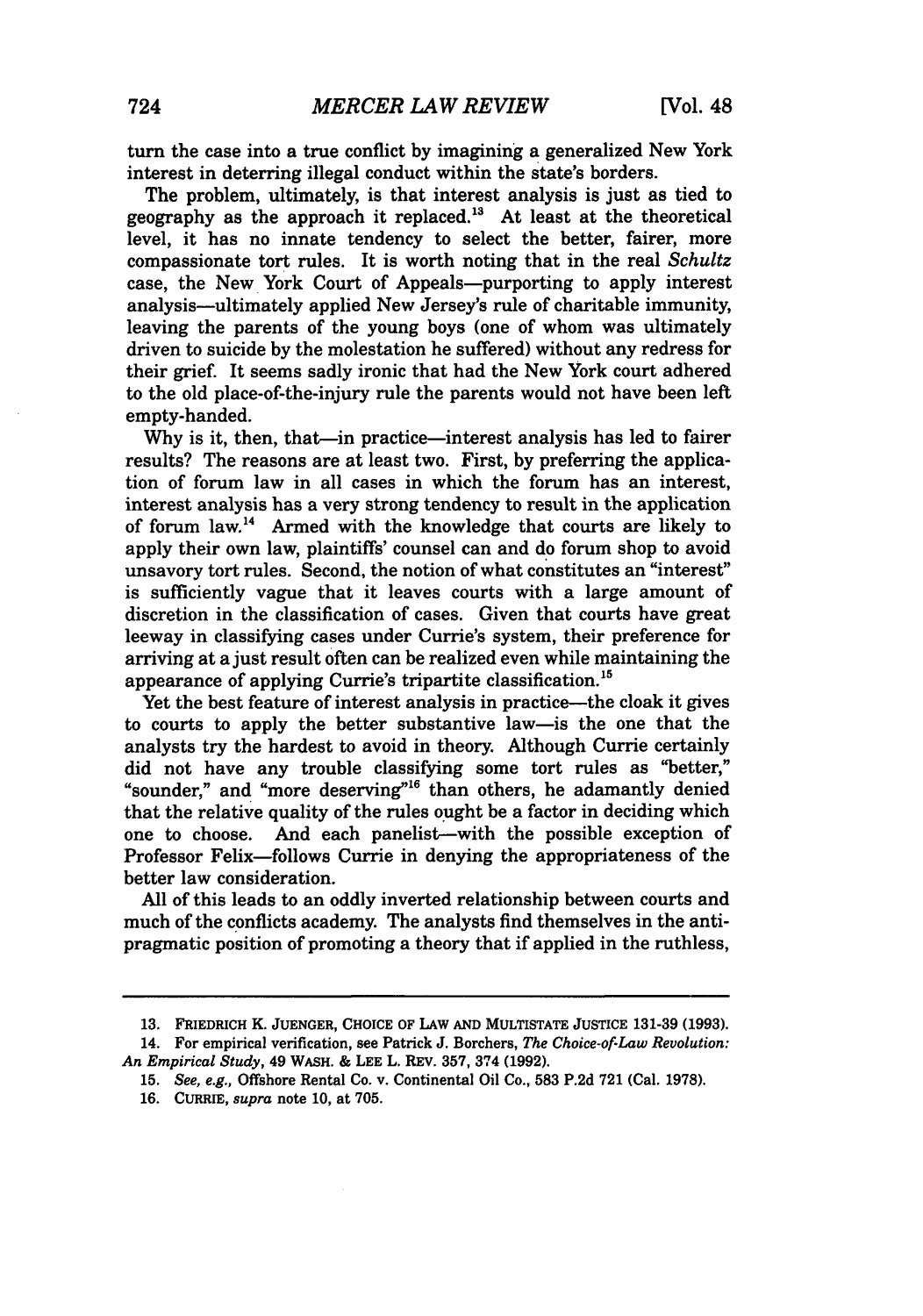turn the case into a true conflict by imagining a generalized New York interest in deterring illegal conduct within the state's borders.

The problem, ultimately, is that interest analysis is just as tied to geography as the approach it replaced.[13] At least at the theoretical level, it has no innate tendency to select the better, fairer, more compassionate tort rules. It is worth noting that in the real *Schultz* case, the New York Court of Appeals—purporting to apply interest analysis—ultimately applied New Jersey's rule of charitable immunity, leaving the parents of the young boys (one of whom was ultimately driven to suicide by the molestation he suffered) without any redress for their grief. It seems sadly ironic that had the New York court adhered to the old place-of-the-injury rule the parents would not have been left empty-handed.

Why is it, then, that—in practice—interest analysis has led to fairer results? The reasons are at least two. First, by preferring the application of forum law in all cases in which the forum has an interest, interest analysis has a very strong tendency to result in the application of forum law.[14] Armed with the knowledge that courts are likely to apply their own law, plaintiffs' counsel can and do forum shop to avoid unsavory tort rules. Second, the notion of what constitutes an "interest" is sufficiently vague that it leaves courts with a large amount of discretion in the classification of cases. Given that courts have great leeway in classifying cases under Currie's system, their preference for arriving at a just result often can be realized even while maintaining the appearance of applying Currie's tripartite classification.[15]

Yet the best feature of interest analysis in practice—the cloak it gives to courts to apply the better substantive law—is the one that the analysts try the hardest to avoid in theory. Although Currie certainly did not have any trouble classifying some tort rules as "better," "sounder," and "more deserving"[16] than others, he adamantly denied that the relative quality of the rules ought be a factor in deciding which one to choose. And each panelist—with the possible exception of Professor Felix—follows Currie in denying the appropriateness of the better law consideration.

All of this leads to an oddly inverted relationship between courts and much of the conflicts academy. The analysts find themselves in the anti-pragmatic position of promoting a theory that if applied in the ruthless,

---

13. FRIEDRICH K. JUENGER, CHOICE OF LAW AND MULTISTATE JUSTICE 131-39 (1993).

14. For empirical verification, see Patrick J. Borchers, *The Choice-of-Law Revolution: An Empirical Study*, 49 WASH. & LEE L. REV. 357, 374 (1992).

15. *See, e.g.*, Offshore Rental Co. v. Continental Oil Co., 583 P.2d 721 (Cal. 1978).

16. CURRIE, *supra* note 10, at 705.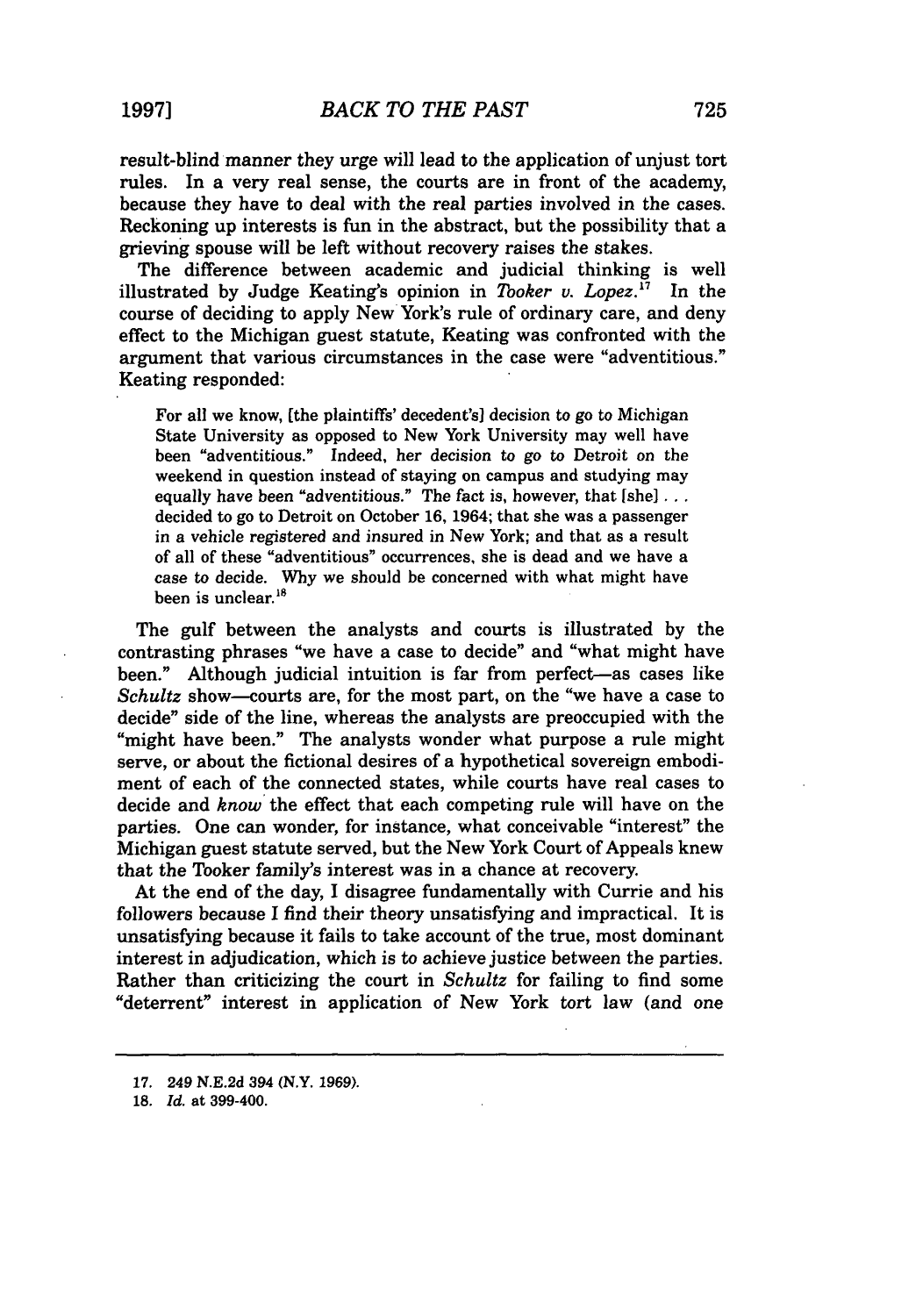result-blind manner they urge will lead to the application of unjust tort rules. In a very real sense, the courts are in front of the academy, because they have to deal with the real parties involved in the cases. Reckoning up interests is fun in the abstract, but the possibility that a grieving spouse will be left without recovery raises the stakes.

The difference between academic and judicial thinking is well illustrated by Judge Keating's opinion in *Tooker v. Lopez*.[17] In the course of deciding to apply New York's rule of ordinary care, and deny effect to the Michigan guest statute, Keating was confronted with the argument that various circumstances in the case were "adventitious." Keating responded:

> For all we know, [the plaintiffs' decedent's] decision to go to Michigan State University as opposed to New York University may well have been "adventitious." Indeed, her decision to go to Detroit on the weekend in question instead of staying on campus and studying may equally have been "adventitious." The fact is, however, that [she] . . . decided to go to Detroit on October 16, 1964; that she was a passenger in a vehicle registered and insured in New York; and that as a result of all of these "adventitious" occurrences, she is dead and we have a case to decide. Why we should be concerned with what might have been is unclear.[18]

The gulf between the analysts and courts is illustrated by the contrasting phrases "we have a case to decide" and "what might have been." Although judicial intuition is far from perfect—as cases like *Schultz* show—courts are, for the most part, on the "we have a case to decide" side of the line, whereas the analysts are preoccupied with the "might have been." The analysts wonder what purpose a rule might serve, or about the fictional desires of a hypothetical sovereign embodiment of each of the connected states, while courts have real cases to decide and *know* the effect that each competing rule will have on the parties. One can wonder, for instance, what conceivable "interest" the Michigan guest statute served, but the New York Court of Appeals knew that the Tooker family's interest was in a chance at recovery.

At the end of the day, I disagree fundamentally with Currie and his followers because I find their theory unsatisfying and impractical. It is unsatisfying because it fails to take account of the true, most dominant interest in adjudication, which is to achieve justice between the parties. Rather than criticizing the court in *Schultz* for failing to find some "deterrent" interest in application of New York tort law (and one

---

17. 249 N.E.2d 394 (N.Y. 1969).

18. *Id.* at 399-400.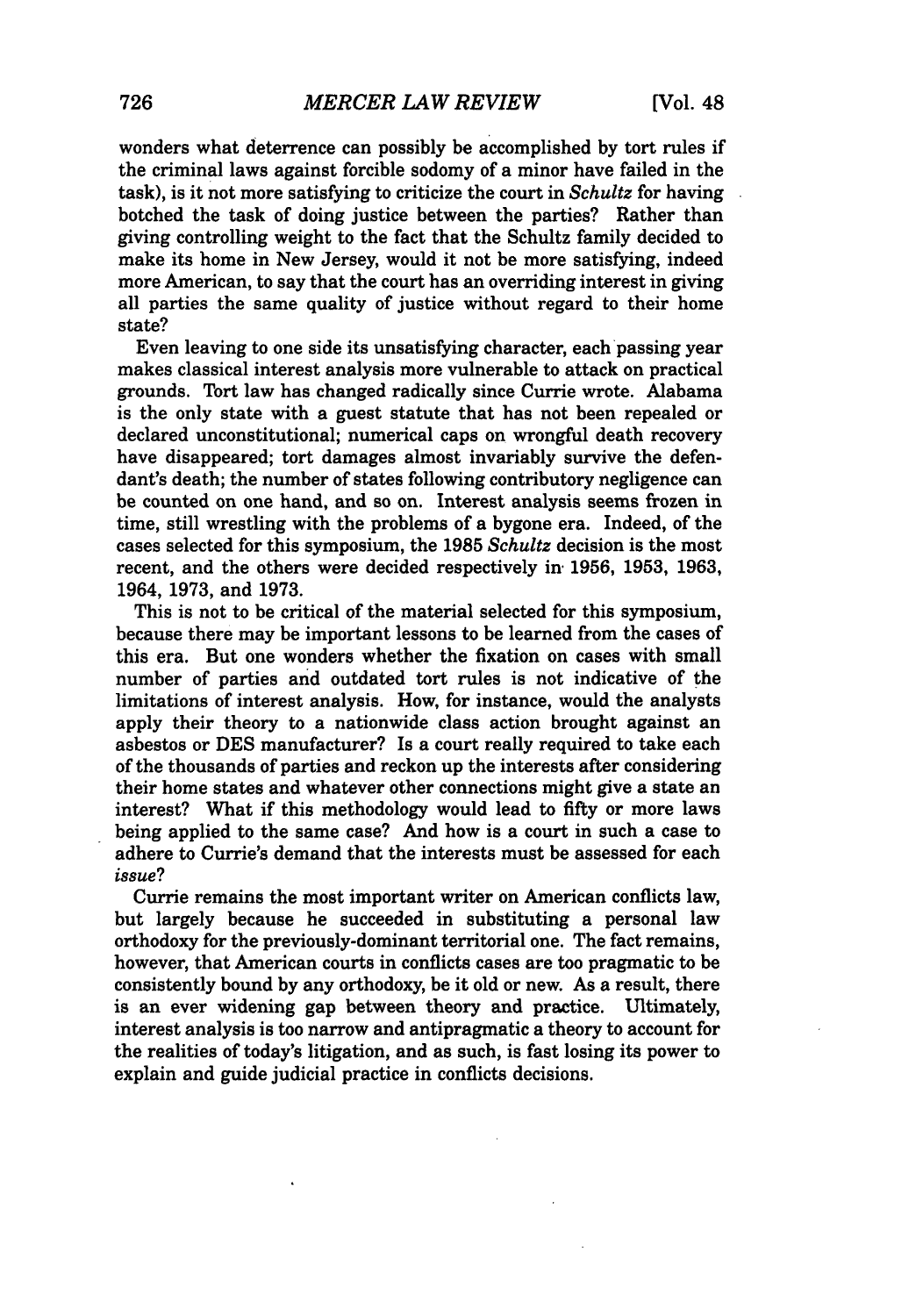wonders what deterrence can possibly be accomplished by tort rules if the criminal laws against forcible sodomy of a minor have failed in the task), is it not more satisfying to criticize the court in *Schultz* for having botched the task of doing justice between the parties? Rather than giving controlling weight to the fact that the Schultz family decided to make its home in New Jersey, would it not be more satisfying, indeed more American, to say that the court has an overriding interest in giving all parties the same quality of justice without regard to their home state?

Even leaving to one side its unsatisfying character, each passing year makes classical interest analysis more vulnerable to attack on practical grounds. Tort law has changed radically since Currie wrote. Alabama is the only state with a guest statute that has not been repealed or declared unconstitutional; numerical caps on wrongful death recovery have disappeared; tort damages almost invariably survive the defendant's death; the number of states following contributory negligence can be counted on one hand, and so on. Interest analysis seems frozen in time, still wrestling with the problems of a bygone era. Indeed, of the cases selected for this symposium, the 1985 *Schultz* decision is the most recent, and the others were decided respectively in 1956, 1953, 1963, 1964, 1973, and 1973.

This is not to be critical of the material selected for this symposium, because there may be important lessons to be learned from the cases of this era. But one wonders whether the fixation on cases with small number of parties and outdated tort rules is not indicative of the limitations of interest analysis. How, for instance, would the analysts apply their theory to a nationwide class action brought against an asbestos or DES manufacturer? Is a court really required to take each of the thousands of parties and reckon up the interests after considering their home states and whatever other connections might give a state an interest? What if this methodology would lead to fifty or more laws being applied to the same case? And how is a court in such a case to adhere to Currie's demand that the interests must be assessed for each *issue*?

Currie remains the most important writer on American conflicts law, but largely because he succeeded in substituting a personal law orthodoxy for the previously-dominant territorial one. The fact remains, however, that American courts in conflicts cases are too pragmatic to be consistently bound by any orthodoxy, be it old or new. As a result, there is an ever widening gap between theory and practice. Ultimately, interest analysis is too narrow and antipragmatic a theory to account for the realities of today's litigation, and as such, is fast losing its power to explain and guide judicial practice in conflicts decisions.